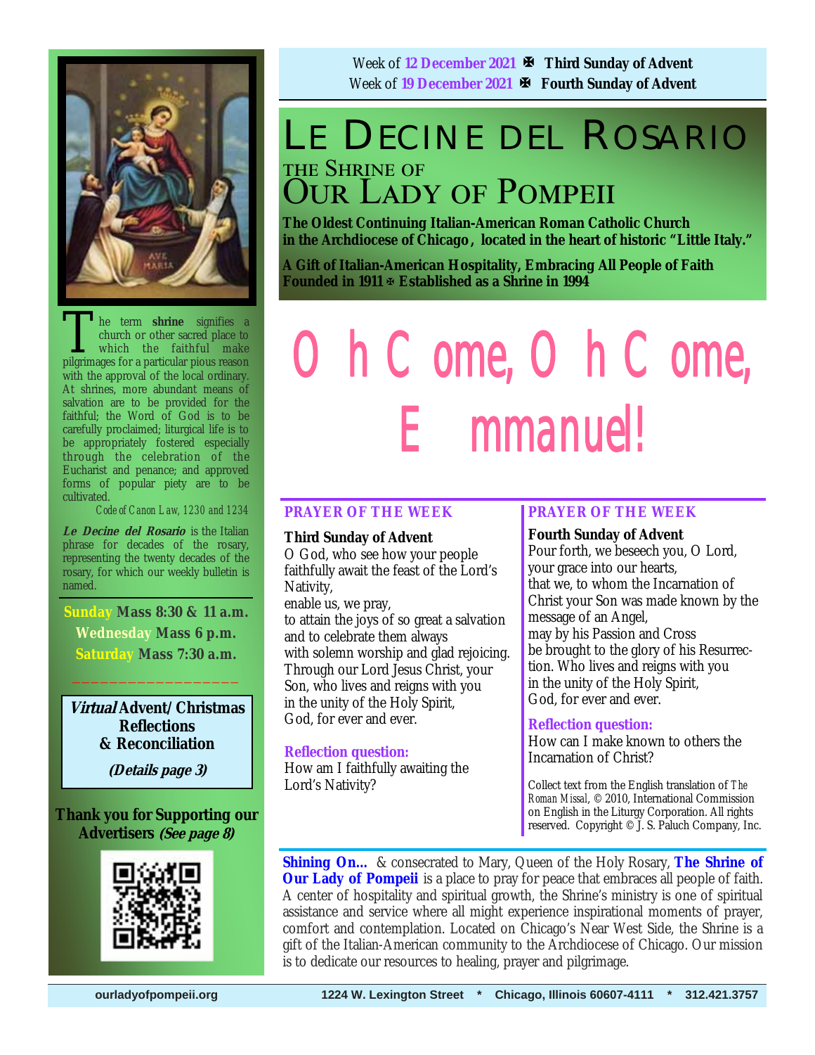Week of **12 December 2021** ✠ **Third Sunday of Advent**
Week of **19 December 2021** ✠ **Fourth Sunday of Advent**

# LE DECINE DEL ROSARIO

## THE SHRINE OF OUR LADY OF POMPEII

**The Oldest Continuing Italian-American Roman Catholic Church in the Archdiocese of Chicago, located in the heart of historic "Little Italy."**

**A Gift of Italian-American Hospitality, Embracing All People of Faith**
**Founded in 1911 ✠ Established as a Shrine in 1994**

The term **shrine** signifies a church or other sacred place to which the faithful make pilgrimages for a particular pious reason with the approval of the local ordinary. At shrines, more abundant means of salvation are to be provided for the faithful; the Word of God is to be carefully proclaimed; liturgical life is to be appropriately fostered especially through the celebration of the Eucharist and penance; and approved forms of popular piety are to be cultivated.

*Code of Canon Law, 1230 and 1234*

***Le Decine del Rosario*** is the Italian phrase for decades of the rosary, representing the twenty decades of the rosary, for which our weekly bulletin is named.

**Sunday Mass 8:30 & 11 a.m.**
**Wednesday Mass 6 p.m.**
**Saturday Mass 7:30 a.m.**

***Virtual* Advent/Christmas Reflections & Reconciliation**
***(Details page 3)***

**Thank you for Supporting our Advertisers *(See page 8)***

# O h C ome, O h C ome, E mmanuel!

## PRAYER OF THE WEEK

**Third Sunday of Advent**
O God, who see how your people
faithfully await the feast of the Lord's Nativity,
enable us, we pray,
to attain the joys of so great a salvation
and to celebrate them always
with solemn worship and glad rejoicing.
Through our Lord Jesus Christ, your Son, who lives and reigns with you
in the unity of the Holy Spirit,
God, for ever and ever.

**Reflection question:**
How am I faithfully awaiting the Lord's Nativity?

## PRAYER OF THE WEEK

**Fourth Sunday of Advent**
Pour forth, we beseech you, O Lord,
your grace into our hearts,
that we, to whom the Incarnation of Christ your Son was made known by the message of an Angel,
may by his Passion and Cross
be brought to the glory of his Resurrection. Who lives and reigns with you
in the unity of the Holy Spirit,
God, for ever and ever.

**Reflection question:**
How can I make known to others the Incarnation of Christ?

Collect text from the English translation of *The Roman Missal*, © 2010, International Commission on English in the Liturgy Corporation. All rights reserved. Copyright © J. S. Paluch Company, Inc.

**Shining On...** & consecrated to Mary, Queen of the Holy Rosary, **The Shrine of Our Lady of Pompeii** is a place to pray for peace that embraces all people of faith. A center of hospitality and spiritual growth, the Shrine's ministry is one of spiritual assistance and service where all might experience inspirational moments of prayer, comfort and contemplation. Located on Chicago's Near West Side, the Shrine is a gift of the Italian-American community to the Archdiocese of Chicago. Our mission is to dedicate our resources to healing, prayer and pilgrimage.

ourladyofpompeii.org     1224 W. Lexington Street * Chicago, Illinois 60607-4111 * 312.421.3757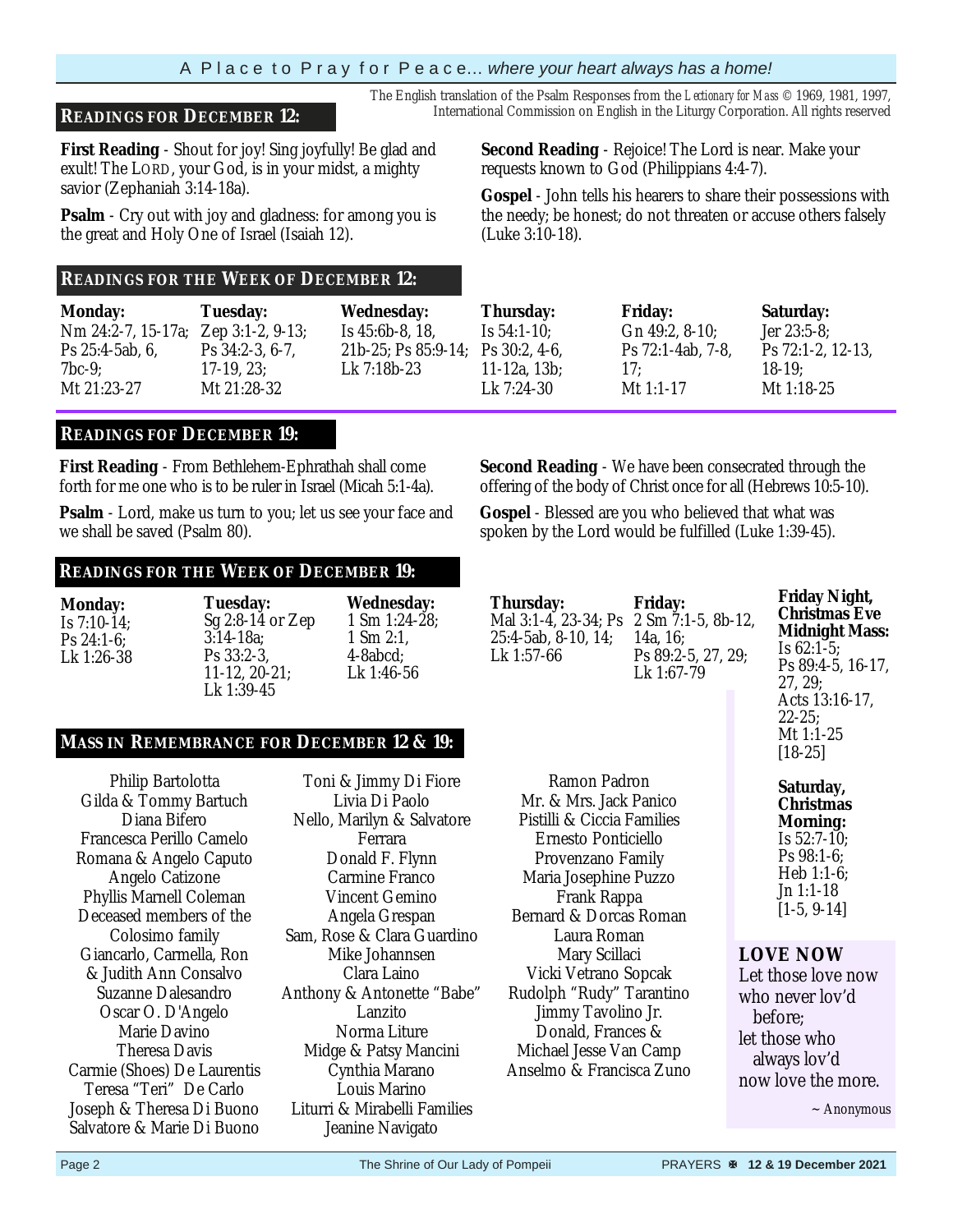The English translation of the Psalm Responses from the *Lectionary for Mass* © 1969, 1981, 1997, International Commission on English in the Liturgy Corporation. All rights reserved

## READINGS FOR DECEMBER 12:

**First Reading** - Shout for joy! Sing joyfully! Be glad and exult! The LORD, your God, is in your midst, a mighty savior (Zephaniah 3:14-18a).

**Psalm** - Cry out with joy and gladness: for among you is the great and Holy One of Israel (Isaiah 12).

**Second Reading** - Rejoice! The Lord is near. Make your requests known to God (Philippians 4:4-7).

**Gospel** - John tells his hearers to share their possessions with the needy; be honest; do not threaten or accuse others falsely (Luke 3:10-18).

## READINGS FOR THE WEEK OF DECEMBER 12:

| Monday: | Tuesday: | Wednesday: | Thursday: | Friday: | Saturday: |
|---|---|---|---|---|---|
| Nm 24:2-7, 15-17a; Ps 25:4-5ab, 6, 7bc-9; Mt 21:23-27 | Zep 3:1-2, 9-13; Ps 34:2-3, 6-7, 17-19, 23; Mt 21:28-32 | Is 45:6b-8, 18, 21b-25; Ps 85:9-14; Lk 7:18b-23 | Is 54:1-10; Ps 30:2, 4-6, 11-12a, 13b; Lk 7:24-30 | Gn 49:2, 8-10; Ps 72:1-4ab, 7-8, 17; Mt 1:1-17 | Jer 23:5-8; Ps 72:1-2, 12-13, 18-19; Mt 1:18-25 |

## READINGS FOF DECEMBER 19:

**First Reading** - From Bethlehem-Ephrathah shall come forth for me one who is to be ruler in Israel (Micah 5:1-4a).

**Psalm** - Lord, make us turn to you; let us see your face and we shall be saved (Psalm 80).

**Second Reading** - We have been consecrated through the offering of the body of Christ once for all (Hebrews 10:5-10).

**Gospel** - Blessed are you who believed that what was spoken by the Lord would be fulfilled (Luke 1:39-45).

## READINGS FOR THE WEEK OF DECEMBER 19:

| Monday: | Tuesday: | Wednesday: | Thursday: | Friday: |
|---|---|---|---|---|
| Is 7:10-14; Ps 24:1-6; Lk 1:26-38 | Sg 2:8-14 or Zep 3:14-18a; Ps 33:2-3, 11-12, 20-21; Lk 1:39-45 | 1 Sm 1:24-28; 1 Sm 2:1, 4-8abcd; Lk 1:46-56 | Mal 3:1-4, 23-34; Ps 25:4-5ab, 8-10, 14; Lk 1:57-66 | 2 Sm 7:1-5, 8b-12, 14a, 16; Ps 89:2-5, 27, 29; Lk 1:67-79 |

**Friday Night, Christmas Eve Midnight Mass:**
Is 62:1-5;
Ps 89:4-5, 16-17, 27, 29;
Acts 13:16-17, 22-25;
Mt 1:1-25 [18-25]

**Saturday, Christmas Morning:**
Is 52:7-10;
Ps 98:1-6;
Heb 1:1-6;
Jn 1:1-18 [1-5, 9-14]

## MASS IN REMEMBRANCE FOR DECEMBER 12 & 19:

Philip Bartolotta
Gilda & Tommy Bartuch
Diana Bifero
Francesca Perillo Camelo
Romana & Angelo Caputo
Angelo Catizone
Phyllis Marnell Coleman
Deceased members of the Colosimo family
Giancarlo, Carmella, Ron & Judith Ann Consalvo
Suzanne Dalesandro
Oscar O. D'Angelo
Marie Davino
Theresa Davis
Carmie (Shoes) De Laurentis
Teresa "Teri" De Carlo
Joseph & Theresa Di Buono
Salvatore & Marie Di Buono
Toni & Jimmy Di Fiore
Livia Di Paolo
Nello, Marilyn & Salvatore Ferrara
Donald F. Flynn
Carmine Franco
Vincent Gemino
Angela Grespan
Sam, Rose & Clara Guardino
Mike Johannsen
Clara Laino
Anthony & Antonette "Babe" Lanzito
Norma Liture
Midge & Patsy Mancini
Cynthia Marano
Louis Marino
Liturri & Mirabelli Families
Jeanine Navigato
Ramon Padron
Mr. & Mrs. Jack Panico
Pistilli & Ciccia Families
Ernesto Ponticiello
Provenzano Family
Maria Josephine Puzzo
Frank Rappa
Bernard & Dorcas Roman
Laura Roman
Mary Scillaci
Vicki Vetrano Sopcak
Rudolph "Rudy" Tarantino
Jimmy Tavolino Jr.
Donald, Frances & Michael Jesse Van Camp
Anselmo & Francisca Zuno

### LOVE NOW

Let those love now
who never lov'd
before;
let those who
always lov'd
now love the more.

~ Anonymous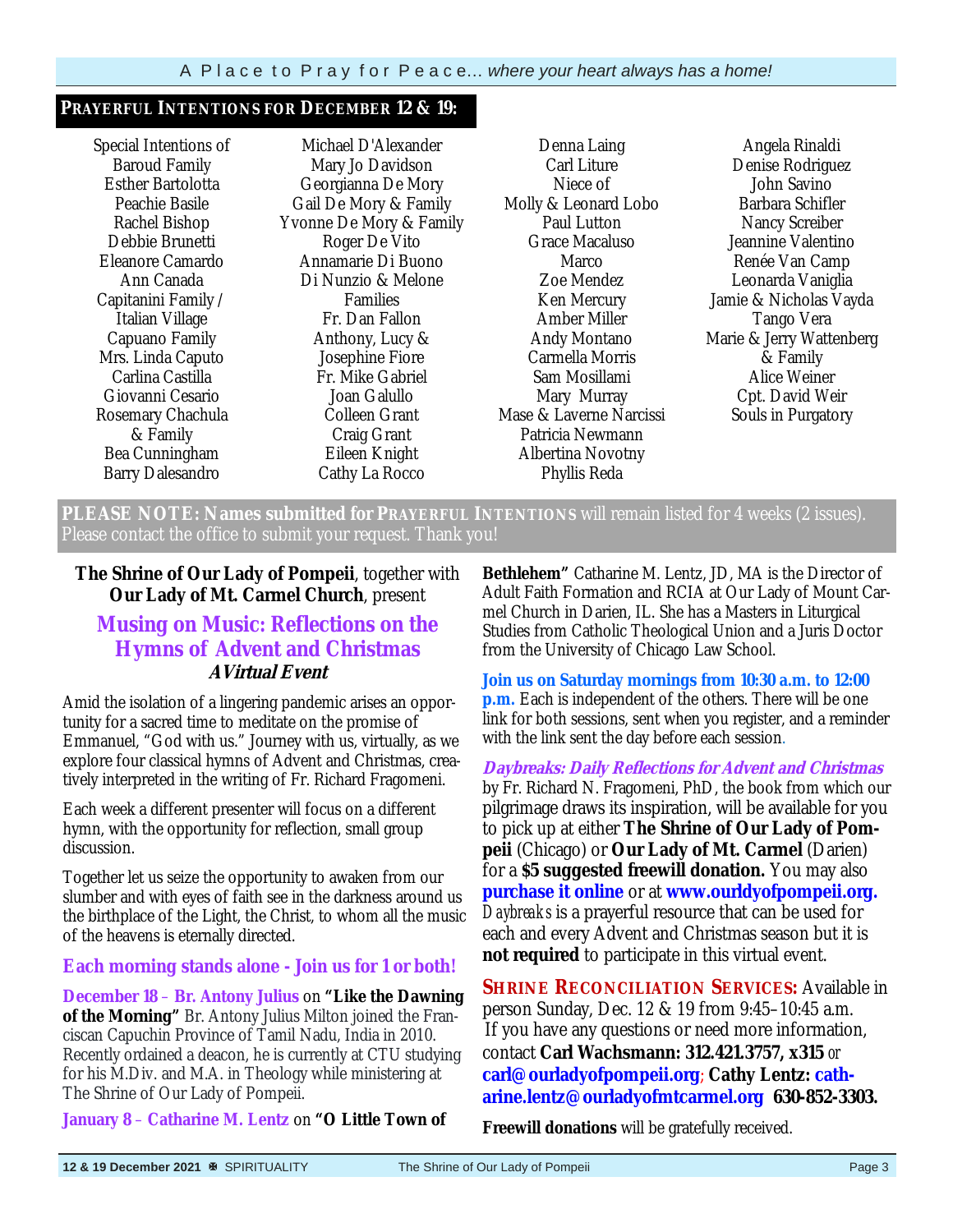## PRAYERFUL INTENTIONS FOR DECEMBER 12 & 19:

Special Intentions of
Baroud Family
Esther Bartolotta
Peachie Basile
Rachel Bishop
Debbie Brunetti
Eleanore Camardo
Ann Canada
Capitanini Family / Italian Village
Capuano Family
Mrs. Linda Caputo
Carlina Castilla
Giovanni Cesario
Rosemary Chachula & Family
Bea Cunningham
Barry Dalesandro
Michael D'Alexander
Mary Jo Davidson
Georgianna De Mory
Gail De Mory & Family
Yvonne De Mory & Family
Roger De Vito
Annamarie Di Buono
Di Nunzio & Melone Families
Fr. Dan Fallon
Anthony, Lucy & Josephine Fiore
Fr. Mike Gabriel
Joan Galullo
Colleen Grant
Craig Grant
Eileen Knight
Cathy La Rocco
Denna Laing
Carl Liture
Niece of Molly & Leonard Lobo
Paul Lutton
Grace Macaluso
Marco
Zoe Mendez
Ken Mercury
Amber Miller
Andy Montano
Carmella Morris
Sam Mosillami
Mary Murray
Mase & Laverne Narcissi
Patricia Newmann
Albertina Novotny
Phyllis Reda
Angela Rinaldi
Denise Rodriguez
John Savino
Barbara Schifler
Nancy Screiber
Jeannine Valentino
Renée Van Camp
Leonarda Vaniglia
Jamie & Nicholas Vayda
Tango Vera
Marie & Jerry Wattenberg & Family
Alice Weiner
Cpt. David Weir
Souls in Purgatory

**PLEASE NOTE: Names submitted for PRAYERFUL INTENTIONS** will remain listed for 4 weeks (2 issues). Please contact the office to submit your request. Thank you!

**The Shrine of Our Lady of Pompeii**, together with **Our Lady of Mt. Carmel Church**, present

## Musing on Music: Reflections on the Hymns of Advent and Christmas

***A Virtual Event***

Amid the isolation of a lingering pandemic arises an opportunity for a sacred time to meditate on the promise of Emmanuel, "God with us." Journey with us, virtually, as we explore four classical hymns of Advent and Christmas, creatively interpreted in the writing of Fr. Richard Fragomeni.

Each week a different presenter will focus on a different hymn, with the opportunity for reflection, small group discussion.

Together let us seize the opportunity to awaken from our slumber and with eyes of faith see in the darkness around us the birthplace of the Light, the Christ, to whom all the music of the heavens is eternally directed.

**Each morning stands alone - Join us for 1 or both!**

**December 18 – Br. Antony Julius** on **"Like the Dawning of the Morning"** Br. Antony Julius Milton joined the Franciscan Capuchin Province of Tamil Nadu, India in 2010. Recently ordained a deacon, he is currently at CTU studying for his M.Div. and M.A. in Theology while ministering at The Shrine of Our Lady of Pompeii.

**January 8 – Catharine M. Lentz** on **"O Little Town of Bethlehem"** Catharine M. Lentz, JD, MA is the Director of Adult Faith Formation and RCIA at Our Lady of Mount Carmel Church in Darien, IL. She has a Masters in Liturgical Studies from Catholic Theological Union and a Juris Doctor from the University of Chicago Law School.

**Join us on Saturday mornings from 10:30 a.m. to 12:00 p.m.** Each is independent of the others. There will be one link for both sessions, sent when you register, and a reminder with the link sent the day before each session.

***Daybreaks: Daily Reflections for Advent and Christmas*** by Fr. Richard N. Fragomeni, PhD, the book from which our pilgrimage draws its inspiration, will be available for you to pick up at either **The Shrine of Our Lady of Pompeii** (Chicago) or **Our Lady of Mt. Carmel** (Darien) for a **$5 suggested freewill donation.** You may also **purchase it online** or at **www.ourldyofpompeii.org.** *Daybreaks* is a prayerful resource that can be used for each and every Advent and Christmas season but it is **not required** to participate in this virtual event.

**SHRINE RECONCILIATION SERVICES:** Available in person Sunday, Dec. 12 & 19 from 9:45–10:45 a.m. If you have any questions or need more information, contact **Carl Wachsmann: 312.421.3757, x315** or **carl@ourladyofpompeii.org**; **Cathy Lentz: catharine.lentz@ourladyofmtcarmel.org 630-852-3303.**

**Freewill donations** will be gratefully received.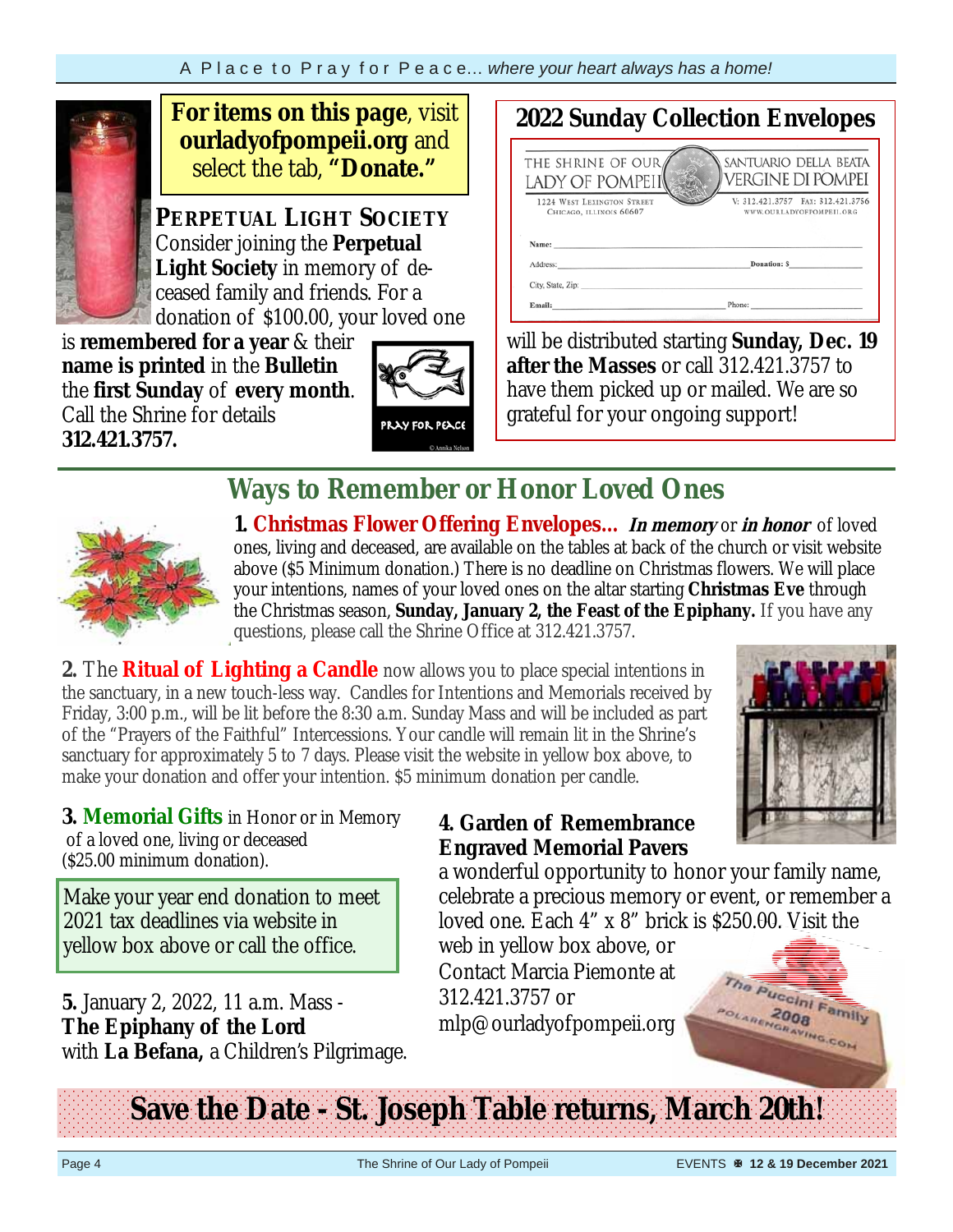**For items on this page**, visit **ourladyofpompeii.org** and select the tab, **"Donate."**

## PERPETUAL LIGHT SOCIETY

Consider joining the **Perpetual Light Society** in memory of deceased family and friends. For a donation of $100.00, your loved one is **remembered for a year** & their **name is printed** in the **Bulletin** the **first Sunday** of **every month**. Call the Shrine for details **312.421.3757.**

PRAY FOR PEACE

## 2022 Sunday Collection Envelopes

THE SHRINE OF OUR LADY OF POMPEII — SANTUARIO DELLA BEATA VERGINE DI POMPEI
1224 West Lexington Street, Chicago, Illinois 60607 — V: 312.421.3757 Fax: 312.421.3756 — www.ourladyofpompeii.org

Name: ______
Address: ______ Donation: $______
City, State, Zip: ______
Email: ______ Phone: ______

will be distributed starting **Sunday, Dec. 19 after the Masses** or call 312.421.3757 to have them picked up or mailed. We are so grateful for your ongoing support!

## Ways to Remember or Honor Loved Ones

**1. Christmas Flower Offering Envelopes...** ***In memory*** or ***in honor*** of loved ones, living and deceased, are available on the tables at back of the church or visit website above ($5 Minimum donation.) There is no deadline on Christmas flowers. We will place your intentions, names of your loved ones on the altar starting **Christmas Eve** through the Christmas season, **Sunday, January 2, the Feast of the Epiphany.** If you have any questions, please call the Shrine Office at 312.421.3757.

**2.** The **Ritual of Lighting a Candle** now allows you to place special intentions in the sanctuary, in a new touch-less way. Candles for Intentions and Memorials received by Friday, 3:00 p.m., will be lit before the 8:30 a.m. Sunday Mass and will be included as part of the "Prayers of the Faithful" Intercessions. Your candle will remain lit in the Shrine's sanctuary for approximately 5 to 7 days. Please visit the website in yellow box above, to make your donation and offer your intention. $5 minimum donation per candle.

**3. Memorial Gifts** in Honor or in Memory of a loved one, living or deceased ($25.00 minimum donation).

Make your year end donation to meet 2021 tax deadlines via website in yellow box above or call the office.

**4. Garden of Remembrance Engraved Memorial Pavers**
a wonderful opportunity to honor your family name, celebrate a precious memory or event, or remember a loved one. Each 4" x 8" brick is $250.00. Visit the web in yellow box above, or Contact Marcia Piemonte at 312.421.3757 or mlp@ourladyofpompeii.org

**5.** January 2, 2022, 11 a.m. Mass - **The Epiphany of the Lord** with **La Befana,** a Children's Pilgrimage.

## Save the Date - St. Joseph Table returns, March 20th!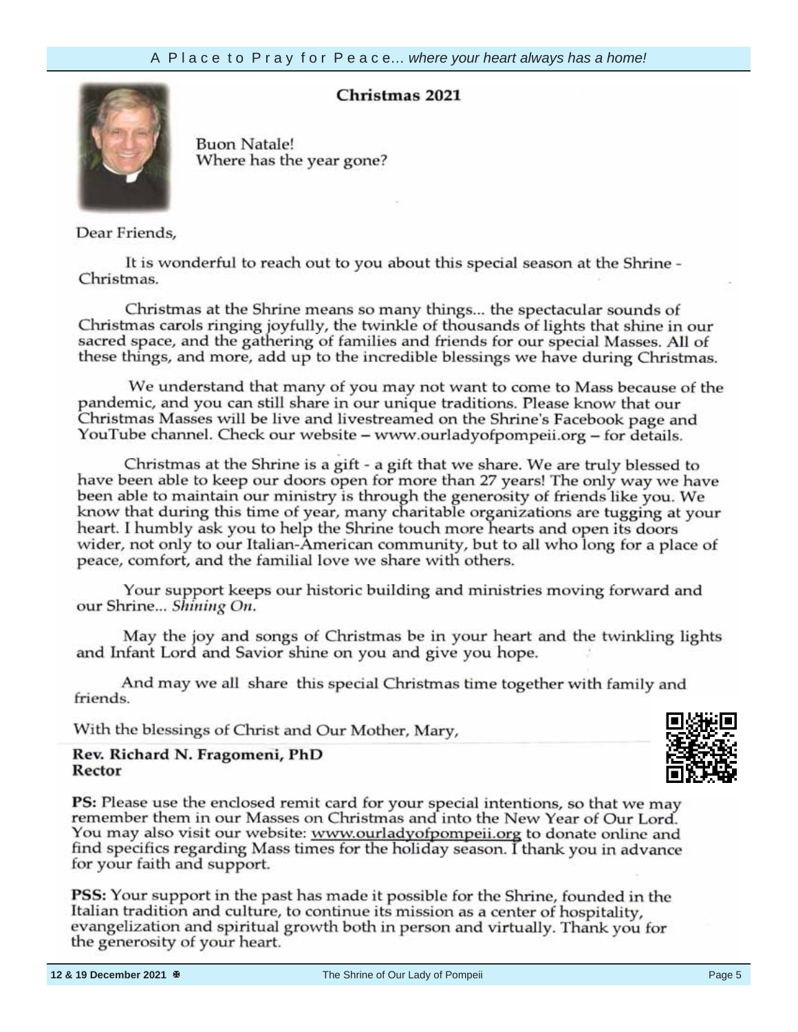## Christmas 2021

Buon Natale!
Where has the year gone?

Dear Friends,

It is wonderful to reach out to you about this special season at the Shrine - Christmas.

Christmas at the Shrine means so many things... the spectacular sounds of Christmas carols ringing joyfully, the twinkle of thousands of lights that shine in our sacred space, and the gathering of families and friends for our special Masses. All of these things, and more, add up to the incredible blessings we have during Christmas.

We understand that many of you may not want to come to Mass because of the pandemic, and you can still share in our unique traditions. Please know that our Christmas Masses will be live and livestreamed on the Shrine's Facebook page and YouTube channel. Check our website – www.ourladyofpompeii.org – for details.

Christmas at the Shrine is a gift - a gift that we share. We are truly blessed to have been able to keep our doors open for more than 27 years! The only way we have been able to maintain our ministry is through the generosity of friends like you. We know that during this time of year, many charitable organizations are tugging at your heart. I humbly ask you to help the Shrine touch more hearts and open its doors wider, not only to our Italian-American community, but to all who long for a place of peace, comfort, and the familial love we share with others.

Your support keeps our historic building and ministries moving forward and our Shrine... *Shining On.*

May the joy and songs of Christmas be in your heart and the twinkling lights and Infant Lord and Savior shine on you and give you hope.

And may we all share this special Christmas time together with family and friends.

With the blessings of Christ and Our Mother, Mary,

**Rev. Richard N. Fragomeni, PhD**
**Rector**

**PS:** Please use the enclosed remit card for your special intentions, so that we may remember them in our Masses on Christmas and into the New Year of Our Lord. You may also visit our website: www.ourladyofpompeii.org to donate online and find specifics regarding Mass times for the holiday season. I thank you in advance for your faith and support.

**PSS:** Your support in the past has made it possible for the Shrine, founded in the Italian tradition and culture, to continue its mission as a center of hospitality, evangelization and spiritual growth both in person and virtually. Thank you for the generosity of your heart.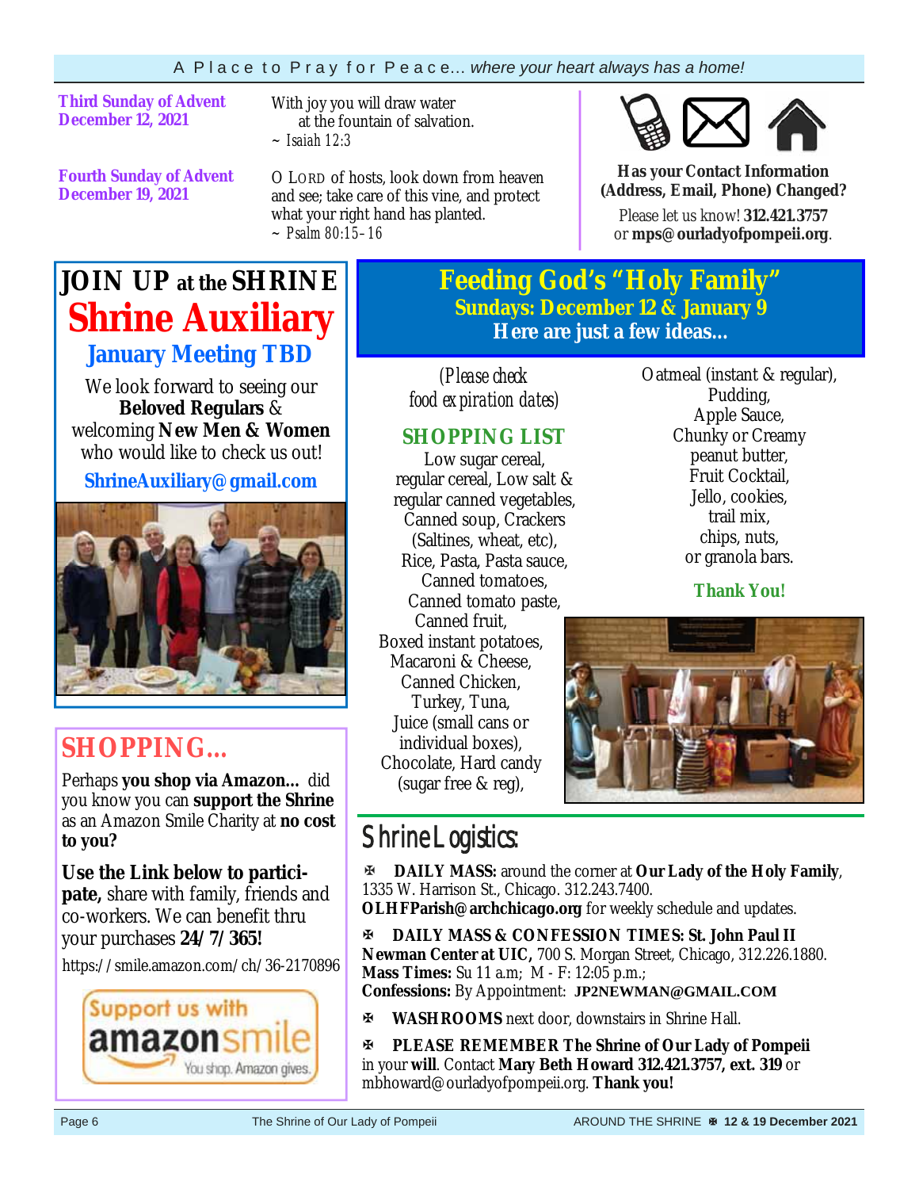**Third Sunday of Advent**
**December 12, 2021**

With joy you will draw water
at the fountain of salvation.
~ *Isaiah 12:3*

**Fourth Sunday of Advent**
**December 19, 2021**

O LORD of hosts, look down from heaven and see; take care of this vine, and protect what your right hand has planted.
~ *Psalm 80:15–16*

**Has your Contact Information (Address, Email, Phone) Changed?**

Please let us know! **312.421.3757** or **mps@ourladyofpompeii.org**.

# JOIN UP at the SHRINE

## Shrine Auxiliary

### January Meeting TBD

We look forward to seeing our **Beloved Regulars** & welcoming **New Men & Women** who would like to check us out!

**ShrineAuxiliary@gmail.com**

## SHOPPING...

Perhaps **you shop via Amazon...** did you know you can **support the Shrine** as an Amazon Smile Charity at **no cost to you?**

**Use the Link below to participate,** share with family, friends and co-workers. We can benefit thru your purchases **24/7/365!**

https://smile.amazon.com/ch/36-2170896

Support us with amazonsmile — You shop. Amazon gives.

## Feeding God's "Holy Family"

### Sundays: December 12 & January 9

**Here are just a few ideas...**

*(Please check food expiration dates)*

### SHOPPING LIST

Low sugar cereal, regular cereal, Low salt & regular canned vegetables, Canned soup, Crackers (Saltines, wheat, etc), Rice, Pasta, Pasta sauce, Canned tomatoes, Canned tomato paste, Canned fruit, Boxed instant potatoes, Macaroni & Cheese, Canned Chicken, Turkey, Tuna, Juice (small cans or individual boxes), Chocolate, Hard candy (sugar free & reg), Oatmeal (instant & regular), Pudding, Apple Sauce, Chunky or Creamy peanut butter, Fruit Cocktail, Jello, cookies, trail mix, chips, nuts, or granola bars.

**Thank You!**

## Shrine Logistics:

✠ **DAILY MASS:** around the corner at **Our Lady of the Holy Family**, 1335 W. Harrison St., Chicago. 312.243.7400. **OLHFParish@archchicago.org** for weekly schedule and updates.

✠ **DAILY MASS & CONFESSION TIMES: St. John Paul II Newman Center at UIC,** 700 S. Morgan Street, Chicago, 312.226.1880. **Mass Times:** Su 11 a.m; M - F: 12:05 p.m.; **Confessions:** By Appointment: **JP2NEWMAN@GMAIL.COM**

✠ **WASHROOMS** next door, downstairs in Shrine Hall.

✠ **PLEASE REMEMBER The Shrine of Our Lady of Pompeii** in your **will**. Contact **Mary Beth Howard 312.421.3757, ext. 319** or mbhoward@ourladyofpompeii.org. **Thank you!**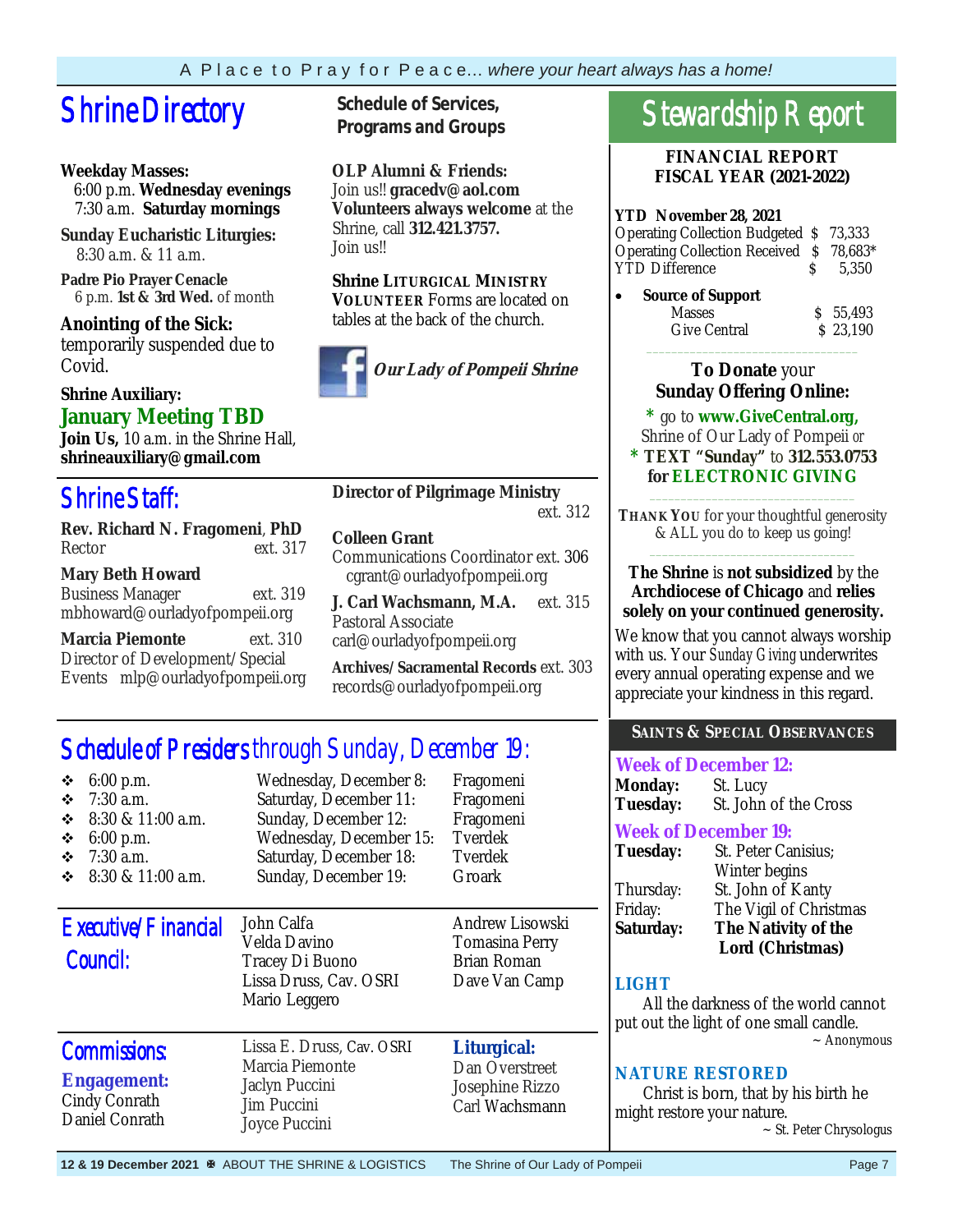A Place to Pray for Peace... *where your heart always has a home!*

# Shrine Directory

**Weekday Masses:**
6:00 p.m. **Wednesday evenings**
7:30 a.m. **Saturday mornings**

**Sunday Eucharistic Liturgies:**
8:30 a.m. & 11 a.m.

**Padre Pio Prayer Cenacle**
6 p.m. **1st & 3rd Wed.** of month

**Anointing of the Sick:**
temporarily suspended due to Covid.

**Shrine Auxiliary:**
**January Meeting TBD**
**Join Us,** 10 a.m. in the Shrine Hall,
**shrineauxiliary@gmail.com**

## Schedule of Services, Programs and Groups

**OLP Alumni & Friends:**
Join us!! **gracedv@aol.com**
**Volunteers always welcome** at the Shrine, call **312.421.3757.**
Join us!!

**Shrine LITURGICAL MINISTRY VOLUNTEER** Forms are located on tables at the back of the church.

***Our Lady of Pompeii Shrine***

# Shrine Staff:

**Rev. Richard N. Fragomeni**, **PhD**
Rector ext. 317

**Mary Beth Howard**
Business Manager ext. 319
mbhoward@ourladyofpompeii.org

**Marcia Piemonte** ext. 310
Director of Development/Special Events mlp@ourladyofpompeii.org

**Director of Pilgrimage Ministry**
ext. 312

**Colleen Grant**
Communications Coordinator ext. 306
cgrant@ourladyofpompeii.org

**J. Carl Wachsmann, M.A.** ext. 315
Pastoral Associate
carl@ourladyofpompeii.org

**Archives/Sacramental Records** ext. 303
records@ourladyofpompeii.org

# Schedule of Presiders through Sunday, December 19:

| | | |
|---|---|---|
| 6:00 p.m. | Wednesday, December 8: | Fragomeni |
| 7:30 a.m. | Saturday, December 11: | Fragomeni |
| 8:30 & 11:00 a.m. | Sunday, December 12: | Fragomeni |
| 6:00 p.m. | Wednesday, December 15: | Tverdek |
| 7:30 a.m. | Saturday, December 18: | Tverdek |
| 8:30 & 11:00 a.m. | Sunday, December 19: | Groark |

# Executive/Financial Council:

John Calfa
Velda Davino
Tracey Di Buono
Lissa Druss, Cav. OSRI
Mario Leggero
Andrew Lisowski
Tomasina Perry
Brian Roman
Dave Van Camp

# Commissions:

**Engagement:**
Cindy Conrath
Daniel Conrath
Lissa E. Druss, Cav. OSRI
Marcia Piemonte
Jaclyn Puccini
Jim Puccini
Joyce Puccini

**Liturgical:**
Dan Overstreet
Josephine Rizzo
Carl Wachsmann

# Stewardship Report

**FINANCIAL REPORT**
**FISCAL YEAR (2021-2022)**

**YTD November 28, 2021**

| | |
|---|---|
| Operating Collection Budgeted | $ 73,333 |
| Operating Collection Received | $ 78,683* |
| YTD Difference | $ 5,350 |

- **Source of Support**

| | |
|---|---|
| Masses | $ 55,493 |
| Give Central | $ 23,190 |

**To Donate** your **Sunday Offering Online:**

\* go to **www.GiveCentral.org,** Shrine of Our Lady of Pompeii *or*
\* **TEXT "Sunday"** to **312.553.0753 for ELECTRONIC GIVING**

**THANK YOU** for your thoughtful generosity & ALL you do to keep us going!

**The Shrine** is **not subsidized** by the **Archdiocese of Chicago** and **relies solely on your continued generosity.**

We know that you cannot always worship with us. Your *Sunday Giving* underwrites every annual operating expense and we appreciate your kindness in this regard.

## SAINTS & SPECIAL OBSERVANCES

**Week of December 12:**
**Monday:** St. Lucy
**Tuesday:** St. John of the Cross

**Week of December 19:**
**Tuesday:** St. Peter Canisius; Winter begins
Thursday: St. John of Kanty
Friday: The Vigil of Christmas
**Saturday:** **The Nativity of the Lord (Christmas)**

**LIGHT**

All the darkness of the world cannot put out the light of one small candle.
~ Anonymous

**NATURE RESTORED**

Christ is born, that by his birth he might restore your nature.
~ St. Peter Chrysologus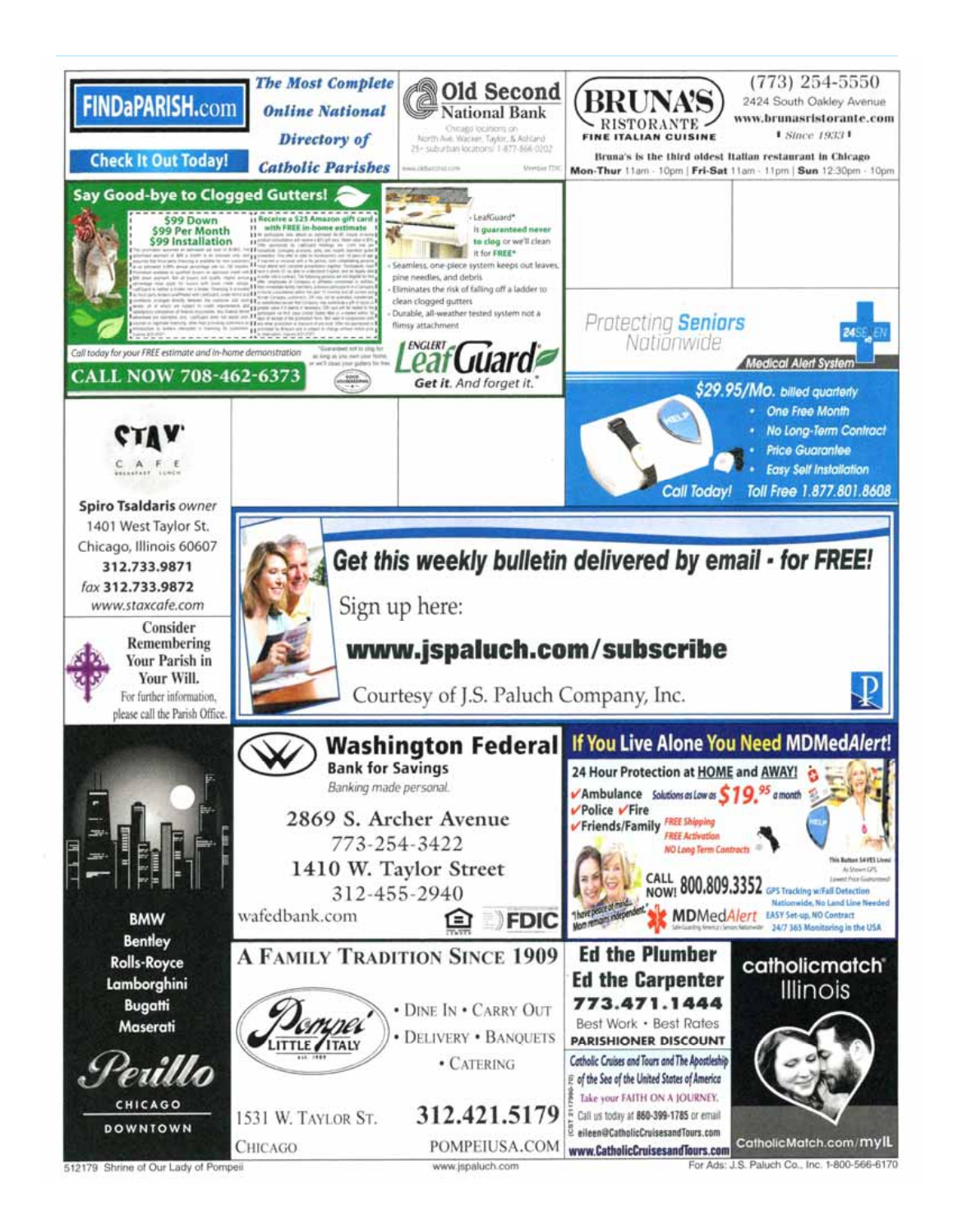**FINDaPARISH.com**

**Check It Out Today!**

**The Most Complete Online National Directory of Catholic Parishes**

**Old Second National Bank**

Chicago locations on North Ave, Wacker, Taylor, & Ashland
25+ suburban locations! 1-877-866-0202

www.oldsecond.com Member FDIC

**BRUNA'S RISTORANTE**
FINE ITALIAN CUISINE

(773) 254-5550
2424 South Oakley Avenue
www.brunasristorante.com
*Since 1933*

Bruna's is the third oldest Italian restaurant in Chicago
**Mon-Thur** 11am - 10pm | **Fri-Sat** 11am - 11pm | **Sun** 12:30pm - 10pm

**Say Good-bye to Clogged Gutters!**

$99 Down
$99 Per Month
$99 Installation

Receive a $25 Amazon gift card with FREE in-home estimate

LeafGuard® is guaranteed never to clog or we'll clean it for FREE*

- Seamless, one-piece system keeps out leaves, pine needles, and debris
- Eliminates the risk of falling off a ladder to clean clogged gutters
- Durable, all-weather tested system not a flimsy attachment

Call today for your FREE estimate and in-home demonstration

**CALL NOW 708-462-6373**

ENGLERT LeafGuard
*Get it. And forget it.*

Protecting **Seniors** Nationwide

24SEVEN Medical Alert System

*$29.95/Mo. billed quarterly*

- One Free Month
- No Long-Term Contract
- Price Guarantee
- Easy Self Installation

*Call Today! Toll Free 1.877.801.8608*

STAX CAFE
BREAKFAST · LUNCH

**Spiro Tsaldaris** *owner*
1401 West Taylor St.
Chicago, Illinois 60607
**312.733.9871**
*fax* **312.733.9872**
*www.staxcafe.com*

**Get this weekly bulletin delivered by email - for FREE!**

Sign up here:

**www.jspaluch.com/subscribe**

Courtesy of J.S. Paluch Company, Inc.

**Consider Remembering Your Parish in Your Will.**
For further information, please call the Parish Office.

**Washington Federal**
**Bank for Savings**
*Banking made personal.*

2869 S. Archer Avenue
773-254-3422
1410 W. Taylor Street
312-455-2940
wafedbank.com

FDIC

**If You Live Alone You Need MDMedAlert!**

24 Hour Protection at HOME and AWAY!

- ✓Ambulance
- ✓Police ✓Fire
- ✓Friends/Family

Solutions as Low as $19.95 a month

FREE Shipping
FREE Activation
NO Long Term Contracts

CALL NOW! 800.809.3352

GPS Tracking w/Fall Detection
Nationwide, No Land Line Needed
EASY Set-up, NO Contract
24/7 365 Monitoring in the USA

"I have peace of mind... Mom remains independent."

MDMedAlert

BMW
Bentley
Rolls-Royce
Lamborghini
Bugatti
Maserati

Perillo
CHICAGO
DOWNTOWN

**A FAMILY TRADITION SINCE 1909**

Pompei LITTLE ITALY est. 1909

- DINE IN
- CARRY OUT
- DELIVERY
- BANQUETS
- CATERING

1531 W. TAYLOR ST.
CHICAGO

**312.421.5179**
POMPEIUSA.COM

**Ed the Plumber**
**Ed the Carpenter**
**773.471.1444**
Best Work • Best Rates
**PARISHIONER DISCOUNT**

Catholic Cruises and Tours and The Apostleship of the Sea of the United States of America
Take your FAITH ON A JOURNEY.
Call us today at 860-399-1785 or email eileen@CatholicCruisesandTours.com
**www.CatholicCruisesandTours.com**

catholicmatch Illinois
CatholicMatch.com/myIL

512179 Shrine of Our Lady of Pompeii

www.jspaluch.com

For Ads: J.S. Paluch Co., Inc. 1-800-566-6170